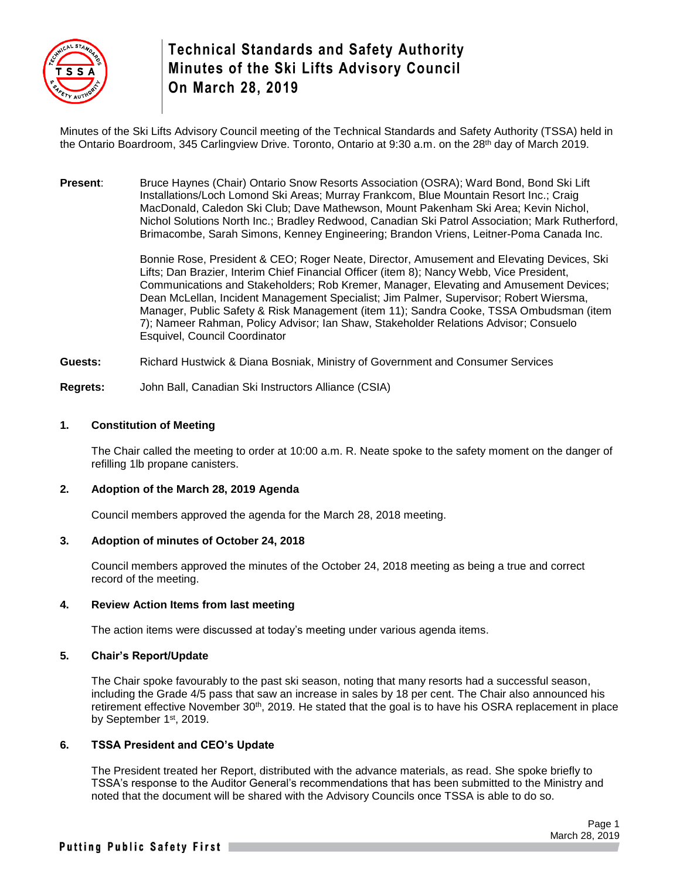# Technical Standards and Safety Authority
# Minutes of the Ski Lifts Advisory Council
# On March 28, 2019

Minutes of the Ski Lifts Advisory Council meeting of the Technical Standards and Safety Authority (TSSA) held in the Ontario Boardroom, 345 Carlingview Drive. Toronto, Ontario at 9:30 a.m. on the 28th day of March 2019.

**Present**: Bruce Haynes (Chair) Ontario Snow Resorts Association (OSRA); Ward Bond, Bond Ski Lift Installations/Loch Lomond Ski Areas; Murray Frankcom, Blue Mountain Resort Inc.; Craig MacDonald, Caledon Ski Club; Dave Mathewson, Mount Pakenham Ski Area; Kevin Nichol, Nichol Solutions North Inc.; Bradley Redwood, Canadian Ski Patrol Association; Mark Rutherford, Brimacombe, Sarah Simons, Kenney Engineering; Brandon Vriens, Leitner-Poma Canada Inc.

Bonnie Rose, President & CEO; Roger Neate, Director, Amusement and Elevating Devices, Ski Lifts; Dan Brazier, Interim Chief Financial Officer (item 8); Nancy Webb, Vice President, Communications and Stakeholders; Rob Kremer, Manager, Elevating and Amusement Devices; Dean McLellan, Incident Management Specialist; Jim Palmer, Supervisor; Robert Wiersma, Manager, Public Safety & Risk Management (item 11); Sandra Cooke, TSSA Ombudsman (item 7); Nameer Rahman, Policy Advisor; Ian Shaw, Stakeholder Relations Advisor; Consuelo Esquivel, Council Coordinator

**Guests:** Richard Hustwick & Diana Bosniak, Ministry of Government and Consumer Services

**Regrets:** John Ball, Canadian Ski Instructors Alliance (CSIA)

## 1. Constitution of Meeting

The Chair called the meeting to order at 10:00 a.m. R. Neate spoke to the safety moment on the danger of refilling 1lb propane canisters.

## 2. Adoption of the March 28, 2019 Agenda

Council members approved the agenda for the March 28, 2018 meeting.

## 3. Adoption of minutes of October 24, 2018

Council members approved the minutes of the October 24, 2018 meeting as being a true and correct record of the meeting.

## 4. Review Action Items from last meeting

The action items were discussed at today's meeting under various agenda items.

## 5. Chair's Report/Update

The Chair spoke favourably to the past ski season, noting that many resorts had a successful season, including the Grade 4/5 pass that saw an increase in sales by 18 per cent. The Chair also announced his retirement effective November 30th, 2019. He stated that the goal is to have his OSRA replacement in place by September 1st, 2019.

## 6. TSSA President and CEO's Update

The President treated her Report, distributed with the advance materials, as read. She spoke briefly to TSSA's response to the Auditor General's recommendations that has been submitted to the Ministry and noted that the document will be shared with the Advisory Councils once TSSA is able to do so.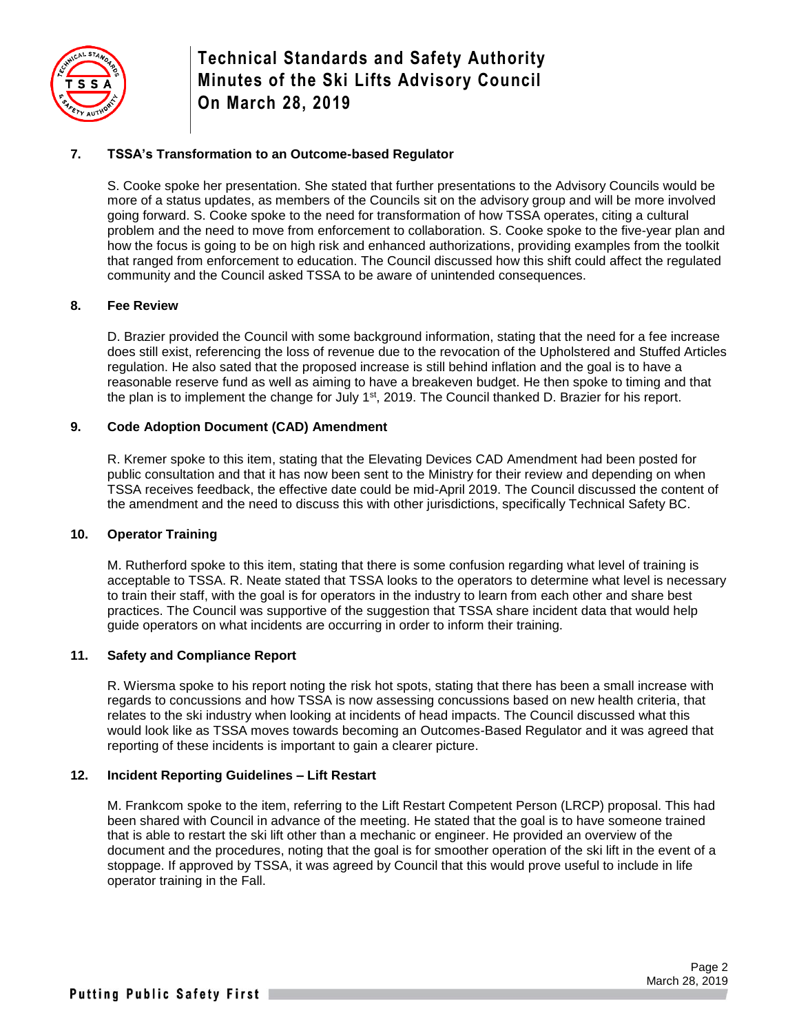## 7. TSSA's Transformation to an Outcome-based Regulator

S. Cooke spoke her presentation. She stated that further presentations to the Advisory Councils would be more of a status updates, as members of the Councils sit on the advisory group and will be more involved going forward. S. Cooke spoke to the need for transformation of how TSSA operates, citing a cultural problem and the need to move from enforcement to collaboration. S. Cooke spoke to the five-year plan and how the focus is going to be on high risk and enhanced authorizations, providing examples from the toolkit that ranged from enforcement to education. The Council discussed how this shift could affect the regulated community and the Council asked TSSA to be aware of unintended consequences.

## 8. Fee Review

D. Brazier provided the Council with some background information, stating that the need for a fee increase does still exist, referencing the loss of revenue due to the revocation of the Upholstered and Stuffed Articles regulation. He also sated that the proposed increase is still behind inflation and the goal is to have a reasonable reserve fund as well as aiming to have a breakeven budget. He then spoke to timing and that the plan is to implement the change for July 1st, 2019. The Council thanked D. Brazier for his report.

## 9. Code Adoption Document (CAD) Amendment

R. Kremer spoke to this item, stating that the Elevating Devices CAD Amendment had been posted for public consultation and that it has now been sent to the Ministry for their review and depending on when TSSA receives feedback, the effective date could be mid-April 2019. The Council discussed the content of the amendment and the need to discuss this with other jurisdictions, specifically Technical Safety BC.

## 10. Operator Training

M. Rutherford spoke to this item, stating that there is some confusion regarding what level of training is acceptable to TSSA. R. Neate stated that TSSA looks to the operators to determine what level is necessary to train their staff, with the goal is for operators in the industry to learn from each other and share best practices. The Council was supportive of the suggestion that TSSA share incident data that would help guide operators on what incidents are occurring in order to inform their training.

## 11. Safety and Compliance Report

R. Wiersma spoke to his report noting the risk hot spots, stating that there has been a small increase with regards to concussions and how TSSA is now assessing concussions based on new health criteria, that relates to the ski industry when looking at incidents of head impacts. The Council discussed what this would look like as TSSA moves towards becoming an Outcomes-Based Regulator and it was agreed that reporting of these incidents is important to gain a clearer picture.

## 12. Incident Reporting Guidelines – Lift Restart

M. Frankcom spoke to the item, referring to the Lift Restart Competent Person (LRCP) proposal. This had been shared with Council in advance of the meeting. He stated that the goal is to have someone trained that is able to restart the ski lift other than a mechanic or engineer. He provided an overview of the document and the procedures, noting that the goal is for smoother operation of the ski lift in the event of a stoppage. If approved by TSSA, it was agreed by Council that this would prove useful to include in life operator training in the Fall.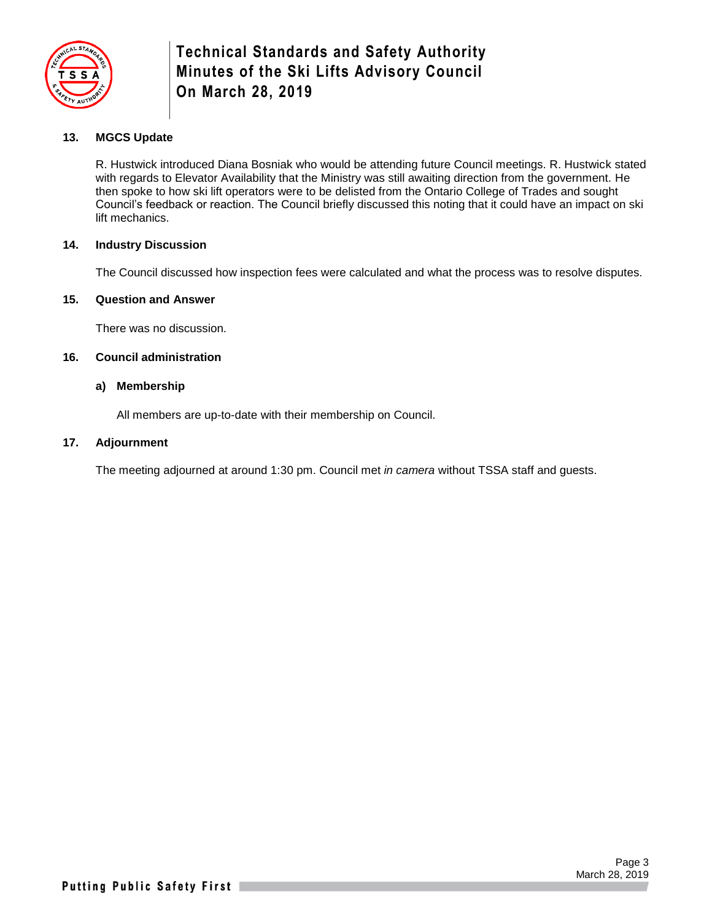## 13. MGCS Update

R. Hustwick introduced Diana Bosniak who would be attending future Council meetings. R. Hustwick stated with regards to Elevator Availability that the Ministry was still awaiting direction from the government. He then spoke to how ski lift operators were to be delisted from the Ontario College of Trades and sought Council's feedback or reaction. The Council briefly discussed this noting that it could have an impact on ski lift mechanics.

## 14. Industry Discussion

The Council discussed how inspection fees were calculated and what the process was to resolve disputes.

## 15. Question and Answer

There was no discussion.

## 16. Council administration

### a) Membership

All members are up-to-date with their membership on Council.

## 17. Adjournment

The meeting adjourned at around 1:30 pm. Council met *in camera* without TSSA staff and guests.